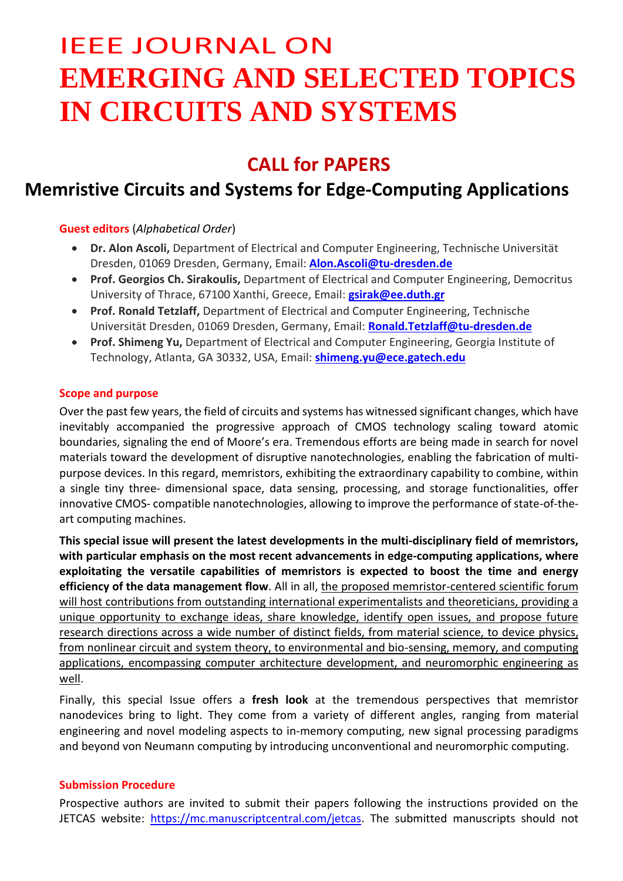# IEEE JOURNAL ON
# EMERGING AND SELECTED TOPICS IN CIRCUITS AND SYSTEMS

## CALL for PAPERS

## Memristive Circuits and Systems for Edge-Computing Applications

**Guest editors** (*Alphabetical Order*)

- **Dr. Alon Ascoli,** Department of Electrical and Computer Engineering, Technische Universität Dresden, 01069 Dresden, Germany, Email: **Alon.Ascoli@tu-dresden.de**
- **Prof. Georgios Ch. Sirakoulis,** Department of Electrical and Computer Engineering, Democritus University of Thrace, 67100 Xanthi, Greece, Email: **gsirak@ee.duth.gr**
- **Prof. Ronald Tetzlaff,** Department of Electrical and Computer Engineering, Technische Universität Dresden, 01069 Dresden, Germany, Email: **Ronald.Tetzlaff@tu-dresden.de**
- **Prof. Shimeng Yu,** Department of Electrical and Computer Engineering, Georgia Institute of Technology, Atlanta, GA 30332, USA, Email: **shimeng.yu@ece.gatech.edu**

**Scope and purpose**

Over the past few years, the field of circuits and systems has witnessed significant changes, which have inevitably accompanied the progressive approach of CMOS technology scaling toward atomic boundaries, signaling the end of Moore's era. Tremendous efforts are being made in search for novel materials toward the development of disruptive nanotechnologies, enabling the fabrication of multi-purpose devices. In this regard, memristors, exhibiting the extraordinary capability to combine, within a single tiny three- dimensional space, data sensing, processing, and storage functionalities, offer innovative CMOS- compatible nanotechnologies, allowing to improve the performance of state-of-the-art computing machines.

**This special issue will present the latest developments in the multi-disciplinary field of memristors, with particular emphasis on the most recent advancements in edge-computing applications, where exploiting the versatile capabilities of memristors is expected to boost the time and energy efficiency of the data management flow**. All in all, the proposed memristor-centered scientific forum will host contributions from outstanding international experimentalists and theoreticians, providing a unique opportunity to exchange ideas, share knowledge, identify open issues, and propose future research directions across a wide number of distinct fields, from material science, to device physics, from nonlinear circuit and system theory, to environmental and bio-sensing, memory, and computing applications, encompassing computer architecture development, and neuromorphic engineering as well.

Finally, this special Issue offers a **fresh look** at the tremendous perspectives that memristor nanodevices bring to light. They come from a variety of different angles, ranging from material engineering and novel modeling aspects to in-memory computing, new signal processing paradigms and beyond von Neumann computing by introducing unconventional and neuromorphic computing.

**Submission Procedure**

Prospective authors are invited to submit their papers following the instructions provided on the JETCAS website: https://mc.manuscriptcentral.com/jetcas. The submitted manuscripts should not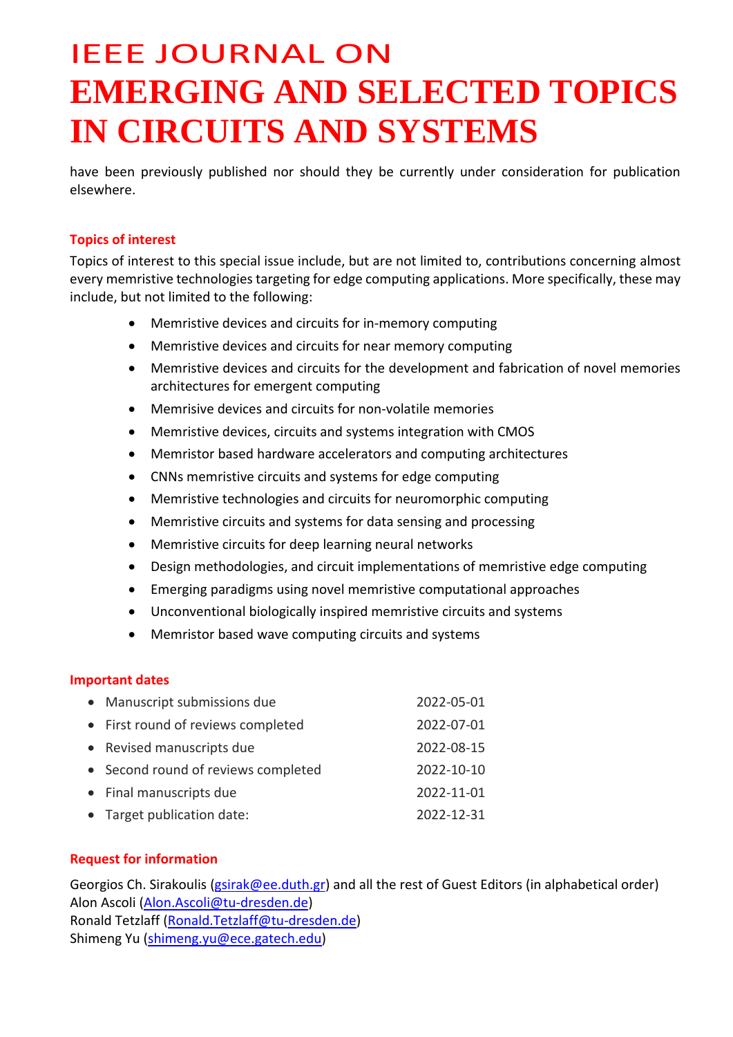have been previously published nor should they be currently under consideration for publication elsewhere.

**Topics of interest**

Topics of interest to this special issue include, but are not limited to, contributions concerning almost every memristive technologies targeting for edge computing applications. More specifically, these may include, but not limited to the following:

- Memristive devices and circuits for in-memory computing
- Memristive devices and circuits for near memory computing
- Memristive devices and circuits for the development and fabrication of novel memories architectures for emergent computing
- Memrisive devices and circuits for non-volatile memories
- Memristive devices, circuits and systems integration with CMOS
- Memristor based hardware accelerators and computing architectures
- CNNs memristive circuits and systems for edge computing
- Memristive technologies and circuits for neuromorphic computing
- Memristive circuits and systems for data sensing and processing
- Memristive circuits for deep learning neural networks
- Design methodologies, and circuit implementations of memristive edge computing
- Emerging paradigms using novel memristive computational approaches
- Unconventional biologically inspired memristive circuits and systems
- Memristor based wave computing circuits and systems

**Important dates**

- Manuscript submissions due 2022-05-01
- First round of reviews completed 2022-07-01
- Revised manuscripts due 2022-08-15
- Second round of reviews completed 2022-10-10
- Final manuscripts due 2022-11-01
- Target publication date: 2022-12-31

**Request for information**

Georgios Ch. Sirakoulis (gsirak@ee.duth.gr) and all the rest of Guest Editors (in alphabetical order)
Alon Ascoli (Alon.Ascoli@tu-dresden.de)
Ronald Tetzlaff (Ronald.Tetzlaff@tu-dresden.de)
Shimeng Yu (shimeng.yu@ece.gatech.edu)